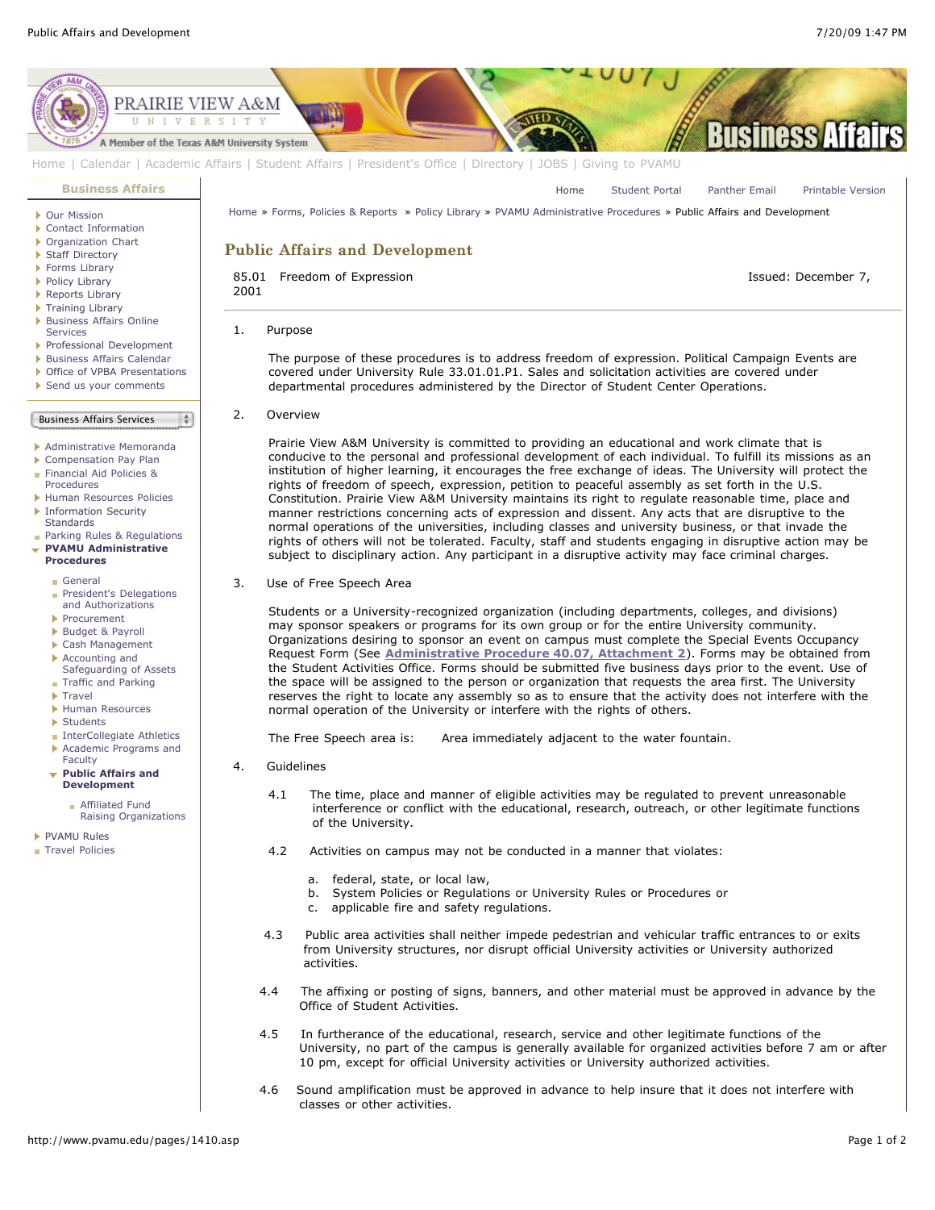Home | Calendar | Academic Affairs | Student Affairs | President's Office | Directory | JOBS | Giving to PVAMU

**Business Affairs**

- Our Mission
- Contact Information
- Organization Chart
- Staff Directory
- Forms Library
- Policy Library
- Reports Library
- Training Library
- Business Affairs Online Services
- Professional Development
- Business Affairs Calendar
- Office of VPBA Presentations
- Send us your comments

Business Affairs Services

- Administrative Memoranda
- Compensation Pay Plan
- Financial Aid Policies & Procedures
- Human Resources Policies
- Information Security Standards
- Parking Rules & Regulations
- **PVAMU Administrative Procedures**
  - General
  - President's Delegations and Authorizations
  - Procurement
  - Budget & Payroll
  - Cash Management
  - Accounting and Safeguarding of Assets
  - Traffic and Parking
  - Travel
  - Human Resources
  - Students
  - InterCollegiate Athletics
  - Academic Programs and Faculty
  - **Public Affairs and Development**
    - Affiliated Fund Raising Organizations
- PVAMU Rules
- Travel Policies

Home | Student Portal | Panther Email | Printable Version

Home » Forms, Policies & Reports » Policy Library » PVAMU Administrative Procedures » Public Affairs and Development

# Public Affairs and Development

85.01 Freedom of Expression Issued: December 7, 2001

1. Purpose

   The purpose of these procedures is to address freedom of expression. Political Campaign Events are covered under University Rule 33.01.01.P1. Sales and solicitation activities are covered under departmental procedures administered by the Director of Student Center Operations.

2. Overview

   Prairie View A&M University is committed to providing an educational and work climate that is conducive to the personal and professional development of each individual. To fulfill its missions as an institution of higher learning, it encourages the free exchange of ideas. The University will protect the rights of freedom of speech, expression, petition to peaceful assembly as set forth in the U.S. Constitution. Prairie View A&M University maintains its right to regulate reasonable time, place and manner restrictions concerning acts of expression and dissent. Any acts that are disruptive to the normal operations of the universities, including classes and university business, or that invade the rights of others will not be tolerated. Faculty, staff and students engaging in disruptive action may be subject to disciplinary action. Any participant in a disruptive activity may face criminal charges.

3. Use of Free Speech Area

   Students or a University-recognized organization (including departments, colleges, and divisions) may sponsor speakers or programs for its own group or for the entire University community. Organizations desiring to sponsor an event on campus must complete the Special Events Occupancy Request Form (See **Administrative Procedure 40.07, Attachment 2**). Forms may be obtained from the Student Activities Office. Forms should be submitted five business days prior to the event. Use of the space will be assigned to the person or organization that requests the area first. The University reserves the right to locate any assembly so as to ensure that the activity does not interfere with the normal operation of the University or interfere with the rights of others.

   The Free Speech area is: Area immediately adjacent to the water fountain.

4. Guidelines

   4.1 The time, place and manner of eligible activities may be regulated to prevent unreasonable interference or conflict with the educational, research, outreach, or other legitimate functions of the University.

   4.2 Activities on campus may not be conducted in a manner that violates:

   a. federal, state, or local law,
   b. System Policies or Regulations or University Rules or Procedures or
   c. applicable fire and safety regulations.

   4.3 Public area activities shall neither impede pedestrian and vehicular traffic entrances to or exits from University structures, nor disrupt official University activities or University authorized activities.

   4.4 The affixing or posting of signs, banners, and other material must be approved in advance by the Office of Student Activities.

   4.5 In furtherance of the educational, research, service and other legitimate functions of the University, no part of the campus is generally available for organized activities before 7 am or after 10 pm, except for official University activities or University authorized activities.

   4.6 Sound amplification must be approved in advance to help insure that it does not interfere with classes or other activities.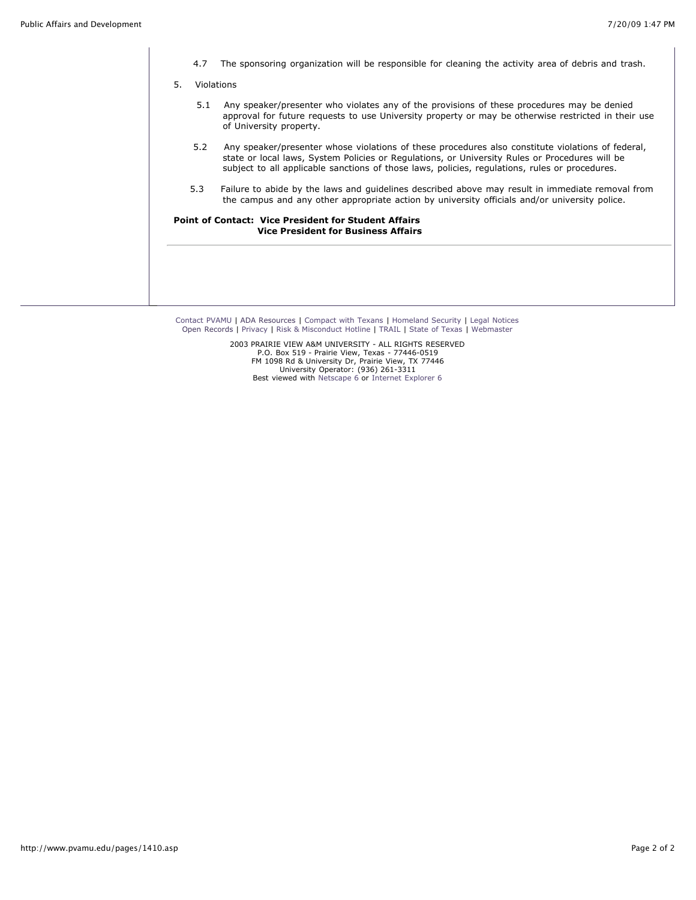4.7 The sponsoring organization will be responsible for cleaning the activity area of debris and trash.

5. Violations

5.1 Any speaker/presenter who violates any of the provisions of these procedures may be denied approval for future requests to use University property or may be otherwise restricted in their use of University property.

5.2 Any speaker/presenter whose violations of these procedures also constitute violations of federal, state or local laws, System Policies or Regulations, or University Rules or Procedures will be subject to all applicable sanctions of those laws, policies, regulations, rules or procedures.

5.3 Failure to abide by the laws and guidelines described above may result in immediate removal from the campus and any other appropriate action by university officials and/or university police.

**Point of Contact: Vice President for Student Affairs**
**Vice President for Business Affairs**

---

Contact PVAMU | ADA Resources | Compact with Texans | Homeland Security | Legal Notices
Open Records | Privacy | Risk & Misconduct Hotline | TRAIL | State of Texas | Webmaster

2003 PRAIRIE VIEW A&M UNIVERSITY - ALL RIGHTS RESERVED
P.O. Box 519 - Prairie View, Texas - 77446-0519
FM 1098 Rd & University Dr, Prairie View, TX 77446
University Operator: (936) 261-3311
Best viewed with Netscape 6 or Internet Explorer 6